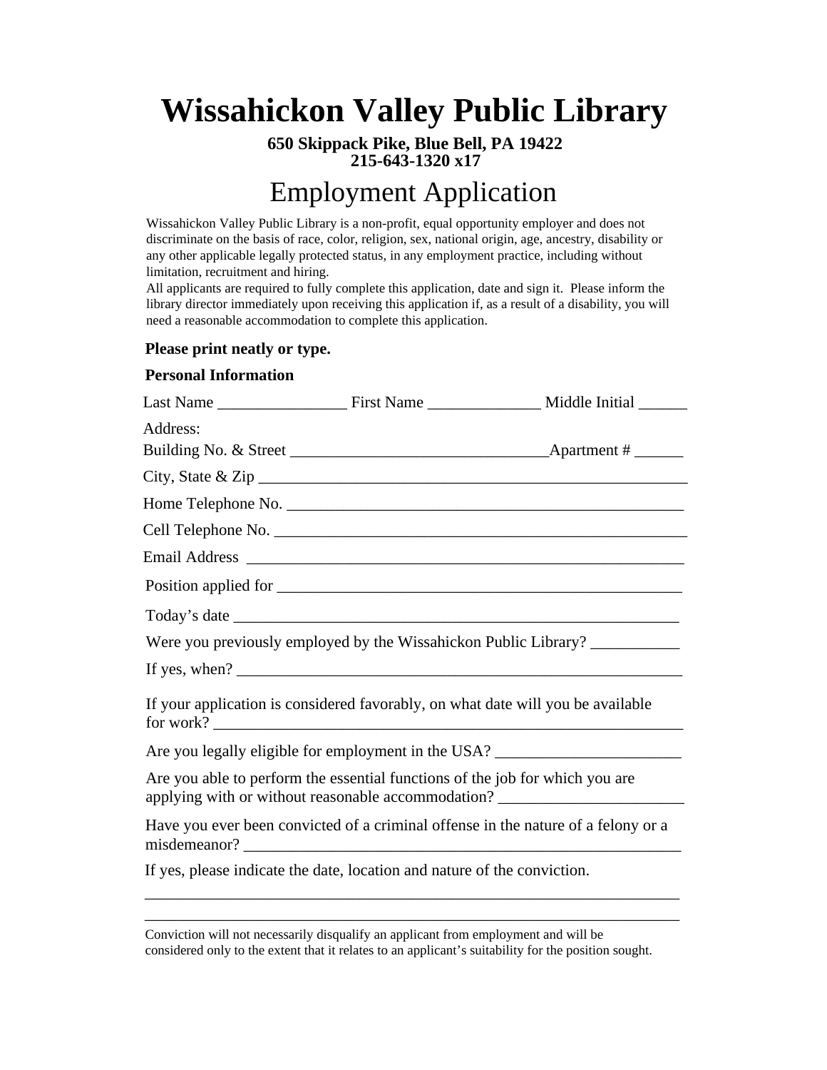# Wissahickon Valley Public Library

**650 Skippack Pike, Blue Bell, PA 19422**
**215-643-1320 x17**

## Employment Application

Wissahickon Valley Public Library is a non-profit, equal opportunity employer and does not discriminate on the basis of race, color, religion, sex, national origin, age, ancestry, disability or any other applicable legally protected status, in any employment practice, including without limitation, recruitment and hiring.
All applicants are required to fully complete this application, date and sign it. Please inform the library director immediately upon receiving this application if, as a result of a disability, you will need a reasonable accommodation to complete this application.

**Please print neatly or type.**

**Personal Information**

Last Name ________________ First Name ______________ Middle Initial ______

Address:
Building No. & Street ________________________________Apartment # ______

City, State & Zip _______________________________________________________

Home Telephone No. ___________________________________________________

Cell Telephone No. _____________________________________________________

Email Address _________________________________________________________

Position applied for _____________________________________________________

Today's date ___________________________________________________________

Were you previously employed by the Wissahickon Public Library? ___________

If yes, when? ___________________________________________________________

If your application is considered favorably, on what date will you be available for work? ______________________________________________________________

Are you legally eligible for employment in the USA? _______________________

Are you able to perform the essential functions of the job for which you are applying with or without reasonable accommodation? _______________________

Have you ever been convicted of a criminal offense in the nature of a felony or a misdemeanor? ________________________________________________________

If yes, please indicate the date, location and nature of the conviction.

_____________________________________________________________________

_____________________________________________________________________

Conviction will not necessarily disqualify an applicant from employment and will be considered only to the extent that it relates to an applicant's suitability for the position sought.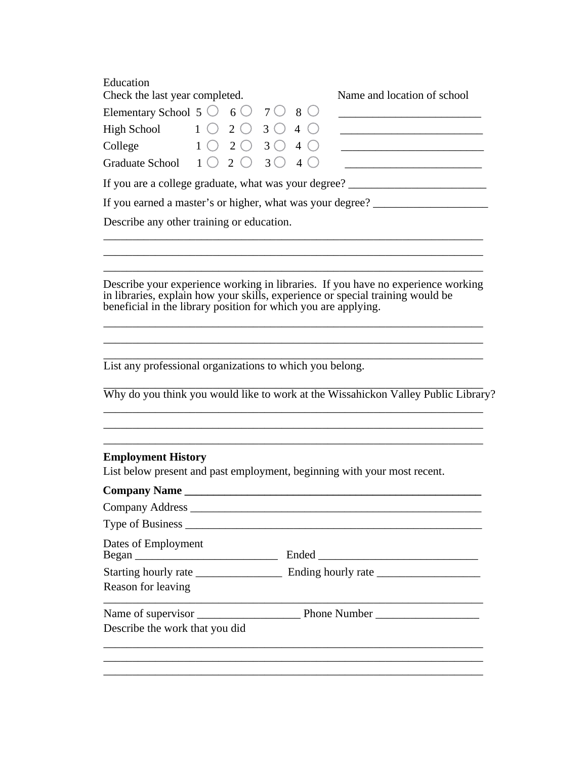Education

| Check the last year completed. | | | | | Name and location of school |
|---|---|---|---|---|---|
| Elementary School | 5 ○ | 6 ○ | 7 ○ | 8 ○ | ________________________ |
| High School | 1 ○ | 2 ○ | 3 ○ | 4 ○ | ________________________ |
| College | 1 ○ | 2 ○ | 3 ○ | 4 ○ | ________________________ |
| Graduate School | 1 ○ | 2 ○ | 3 ○ | 4 ○ | ________________________ |

If you are a college graduate, what was your degree? ________________________

If you earned a master's or higher, what was your degree? ____________________

Describe any other training or education.

_________________________________________________________________

_________________________________________________________________

_________________________________________________________________

Describe your experience working in libraries. If you have no experience working in libraries, explain how your skills, experience or special training would be beneficial in the library position for which you are applying.

_________________________________________________________________

_________________________________________________________________

_________________________________________________________________

List any professional organizations to which you belong.

_________________________________________________________________

Why do you think you would like to work at the Wissahickon Valley Public Library?

_________________________________________________________________

_________________________________________________________________

_________________________________________________________________

**Employment History**

List below present and past employment, beginning with your most recent.

**Company Name** ______________________________________________________

Company Address ______________________________________________________

Type of Business ______________________________________________________

Dates of Employment

Began _________________________ Ended ____________________________

Starting hourly rate _______________ Ending hourly rate __________________

Reason for leaving

_________________________________________________________________

Name of supervisor __________________ Phone Number __________________

Describe the work that you did

_________________________________________________________________

_________________________________________________________________

_________________________________________________________________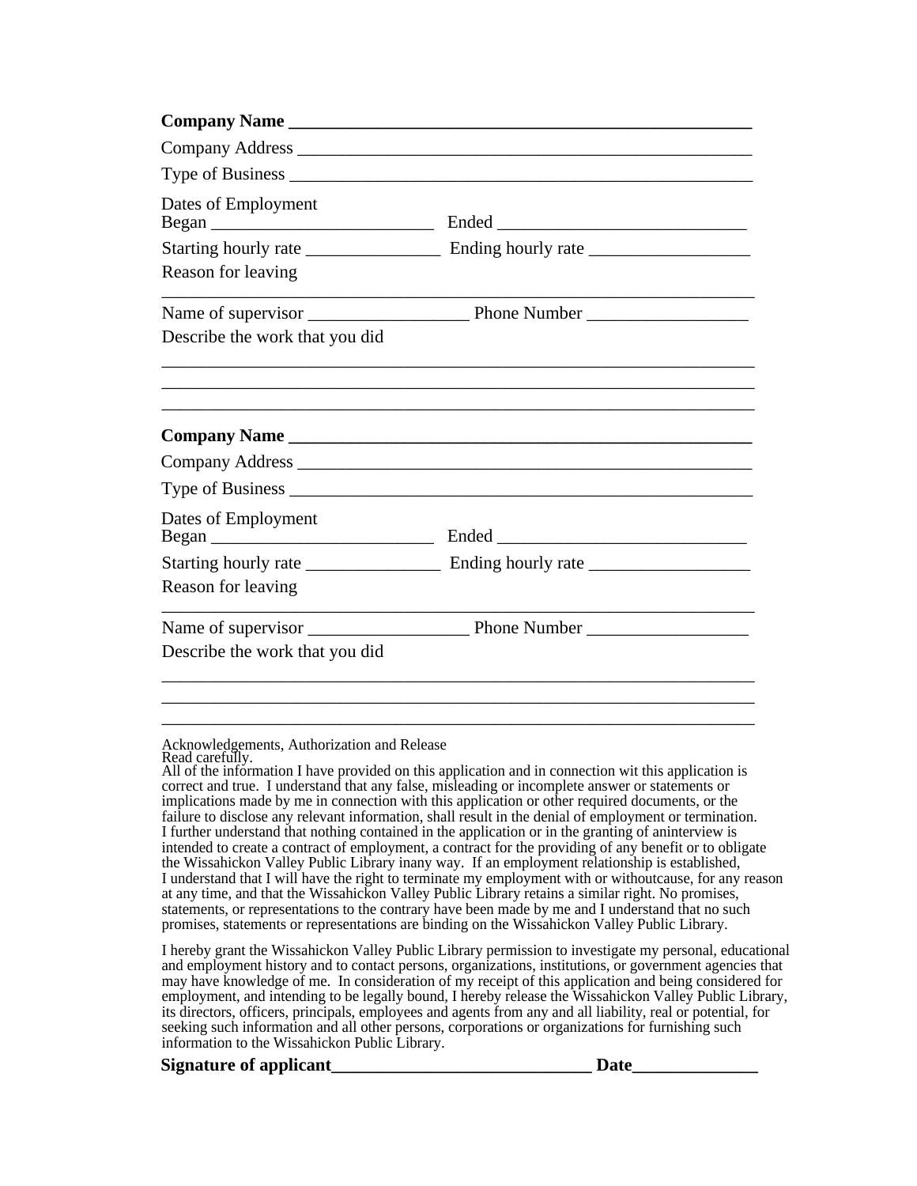**Company Name \_\_\_\_\_\_\_\_\_\_\_\_\_\_\_\_\_\_\_\_\_\_\_\_\_\_\_\_\_\_\_\_\_\_\_\_\_\_\_\_\_\_\_\_\_\_\_\_\_\_\_\_\_**

Company Address \_\_\_\_\_\_\_\_\_\_\_\_\_\_\_\_\_\_\_\_\_\_\_\_\_\_\_\_\_\_\_\_\_\_\_\_\_\_\_\_\_\_\_\_\_\_\_\_\_\_\_\_\_

Type of Business \_\_\_\_\_\_\_\_\_\_\_\_\_\_\_\_\_\_\_\_\_\_\_\_\_\_\_\_\_\_\_\_\_\_\_\_\_\_\_\_\_\_\_\_\_\_\_\_\_\_\_\_\_

Dates of Employment
Began \_\_\_\_\_\_\_\_\_\_\_\_\_\_\_\_\_\_\_\_\_\_\_\_\_\_ Ended \_\_\_\_\_\_\_\_\_\_\_\_\_\_\_\_\_\_\_\_\_\_\_\_\_\_\_\_\_\_

Starting hourly rate \_\_\_\_\_\_\_\_\_\_\_\_\_\_\_\_ Ending hourly rate \_\_\_\_\_\_\_\_\_\_\_\_\_\_\_\_\_\_\_

Reason for leaving
\_\_\_\_\_\_\_\_\_\_\_\_\_\_\_\_\_\_\_\_\_\_\_\_\_\_\_\_\_\_\_\_\_\_\_\_\_\_\_\_\_\_\_\_\_\_\_\_\_\_\_\_\_\_\_\_\_\_\_\_\_\_\_\_\_\_\_\_\_

Name of supervisor \_\_\_\_\_\_\_\_\_\_\_\_\_\_\_\_\_\_ Phone Number \_\_\_\_\_\_\_\_\_\_\_\_\_\_\_\_\_\_

Describe the work that you did
\_\_\_\_\_\_\_\_\_\_\_\_\_\_\_\_\_\_\_\_\_\_\_\_\_\_\_\_\_\_\_\_\_\_\_\_\_\_\_\_\_\_\_\_\_\_\_\_\_\_\_\_\_\_\_\_\_\_\_\_\_\_\_\_\_\_\_\_\_
\_\_\_\_\_\_\_\_\_\_\_\_\_\_\_\_\_\_\_\_\_\_\_\_\_\_\_\_\_\_\_\_\_\_\_\_\_\_\_\_\_\_\_\_\_\_\_\_\_\_\_\_\_\_\_\_\_\_\_\_\_\_\_\_\_\_\_\_\_
\_\_\_\_\_\_\_\_\_\_\_\_\_\_\_\_\_\_\_\_\_\_\_\_\_\_\_\_\_\_\_\_\_\_\_\_\_\_\_\_\_\_\_\_\_\_\_\_\_\_\_\_\_\_\_\_\_\_\_\_\_\_\_\_\_\_\_\_\_

**Company Name \_\_\_\_\_\_\_\_\_\_\_\_\_\_\_\_\_\_\_\_\_\_\_\_\_\_\_\_\_\_\_\_\_\_\_\_\_\_\_\_\_\_\_\_\_\_\_\_\_\_\_\_\_**

Company Address \_\_\_\_\_\_\_\_\_\_\_\_\_\_\_\_\_\_\_\_\_\_\_\_\_\_\_\_\_\_\_\_\_\_\_\_\_\_\_\_\_\_\_\_\_\_\_\_\_\_\_\_\_

Type of Business \_\_\_\_\_\_\_\_\_\_\_\_\_\_\_\_\_\_\_\_\_\_\_\_\_\_\_\_\_\_\_\_\_\_\_\_\_\_\_\_\_\_\_\_\_\_\_\_\_\_\_\_\_

Dates of Employment
Began \_\_\_\_\_\_\_\_\_\_\_\_\_\_\_\_\_\_\_\_\_\_\_\_\_\_ Ended \_\_\_\_\_\_\_\_\_\_\_\_\_\_\_\_\_\_\_\_\_\_\_\_\_\_\_\_\_\_

Starting hourly rate \_\_\_\_\_\_\_\_\_\_\_\_\_\_\_\_ Ending hourly rate \_\_\_\_\_\_\_\_\_\_\_\_\_\_\_\_\_\_\_

Reason for leaving
\_\_\_\_\_\_\_\_\_\_\_\_\_\_\_\_\_\_\_\_\_\_\_\_\_\_\_\_\_\_\_\_\_\_\_\_\_\_\_\_\_\_\_\_\_\_\_\_\_\_\_\_\_\_\_\_\_\_\_\_\_\_\_\_\_\_\_\_\_

Name of supervisor \_\_\_\_\_\_\_\_\_\_\_\_\_\_\_\_\_\_ Phone Number \_\_\_\_\_\_\_\_\_\_\_\_\_\_\_\_\_\_

Describe the work that you did
\_\_\_\_\_\_\_\_\_\_\_\_\_\_\_\_\_\_\_\_\_\_\_\_\_\_\_\_\_\_\_\_\_\_\_\_\_\_\_\_\_\_\_\_\_\_\_\_\_\_\_\_\_\_\_\_\_\_\_\_\_\_\_\_\_\_\_\_\_
\_\_\_\_\_\_\_\_\_\_\_\_\_\_\_\_\_\_\_\_\_\_\_\_\_\_\_\_\_\_\_\_\_\_\_\_\_\_\_\_\_\_\_\_\_\_\_\_\_\_\_\_\_\_\_\_\_\_\_\_\_\_\_\_\_\_\_\_\_
\_\_\_\_\_\_\_\_\_\_\_\_\_\_\_\_\_\_\_\_\_\_\_\_\_\_\_\_\_\_\_\_\_\_\_\_\_\_\_\_\_\_\_\_\_\_\_\_\_\_\_\_\_\_\_\_\_\_\_\_\_\_\_\_\_\_\_\_\_

Acknowledgements, Authorization and Release
Read carefully.
All of the information I have provided on this application and in connection wit this application is correct and true. I understand that any false, misleading or incomplete answer or statements or implications made by me in connection with this application or other required documents, or the failure to disclose any relevant information, shall result in the denial of employment or termination. I further understand that nothing contained in the application or in the granting of aninterview is intended to create a contract of employment, a contract for the providing of any benefit or to obligate the Wissahickon Valley Public Library inany way. If an employment relationship is established, I understand that I will have the right to terminate my employment with or withoutcause, for any reason at any time, and that the Wissahickon Valley Public Library retains a similar right. No promises, statements, or representations to the contrary have been made by me and I understand that no such promises, statements or representations are binding on the Wissahickon Valley Public Library.

I hereby grant the Wissahickon Valley Public Library permission to investigate my personal, educational and employment history and to contact persons, organizations, institutions, or government agencies that may have knowledge of me. In consideration of my receipt of this application and being considered for employment, and intending to be legally bound, I hereby release the Wissahickon Valley Public Library, its directors, officers, principals, employees and agents from any and all liability, real or potential, for seeking such information and all other persons, corporations or organizations for furnishing such information to the Wissahickon Public Library.

**Signature of applicant\_\_\_\_\_\_\_\_\_\_\_\_\_\_\_\_\_\_\_\_\_\_\_\_\_\_\_\_\_\_ Date\_\_\_\_\_\_\_\_\_\_\_\_\_\_**